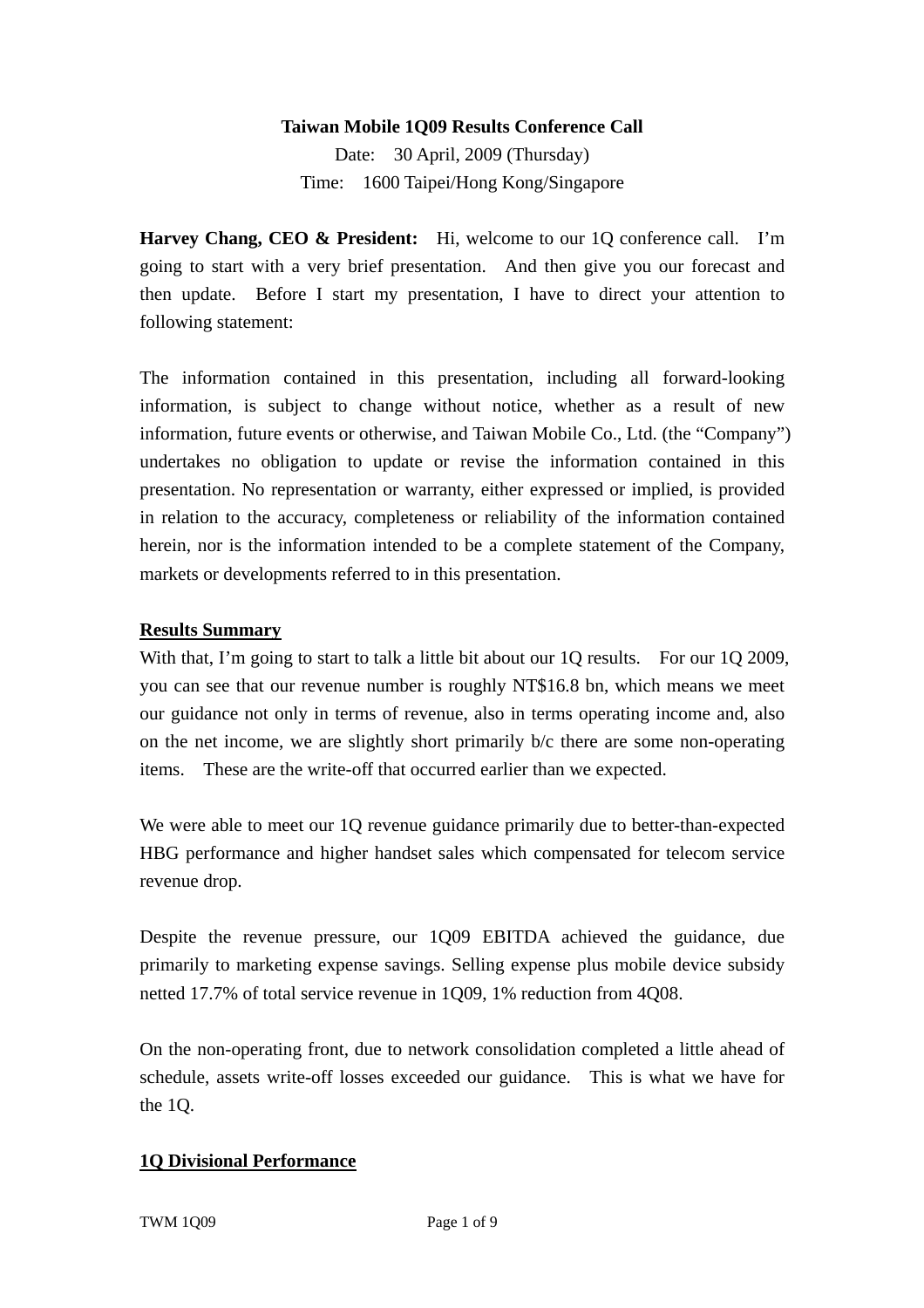**Taiwan Mobile 1Q09 Results Conference Call**

Date: 30 April, 2009 (Thursday)

Time: 1600 Taipei/Hong Kong/Singapore

**Harvey Chang, CEO & President:** Hi, welcome to our 1Q conference call. I'm going to start with a very brief presentation. And then give you our forecast and then update. Before I start my presentation, I have to direct your attention to following statement:

The information contained in this presentation, including all forward-looking information, is subject to change without notice, whether as a result of new information, future events or otherwise, and Taiwan Mobile Co., Ltd. (the "Company") undertakes no obligation to update or revise the information contained in this presentation. No representation or warranty, either expressed or implied, is provided in relation to the accuracy, completeness or reliability of the information contained herein, nor is the information intended to be a complete statement of the Company, markets or developments referred to in this presentation.

**Results Summary**

With that, I'm going to start to talk a little bit about our 1Q results. For our 1Q 2009, you can see that our revenue number is roughly NT$16.8 bn, which means we meet our guidance not only in terms of revenue, also in terms operating income and, also on the net income, we are slightly short primarily b/c there are some non-operating items. These are the write-off that occurred earlier than we expected.

We were able to meet our 1Q revenue guidance primarily due to better-than-expected HBG performance and higher handset sales which compensated for telecom service revenue drop.

Despite the revenue pressure, our 1Q09 EBITDA achieved the guidance, due primarily to marketing expense savings. Selling expense plus mobile device subsidy netted 17.7% of total service revenue in 1Q09, 1% reduction from 4Q08.

On the non-operating front, due to network consolidation completed a little ahead of schedule, assets write-off losses exceeded our guidance. This is what we have for the 1Q.

**1Q Divisional Performance**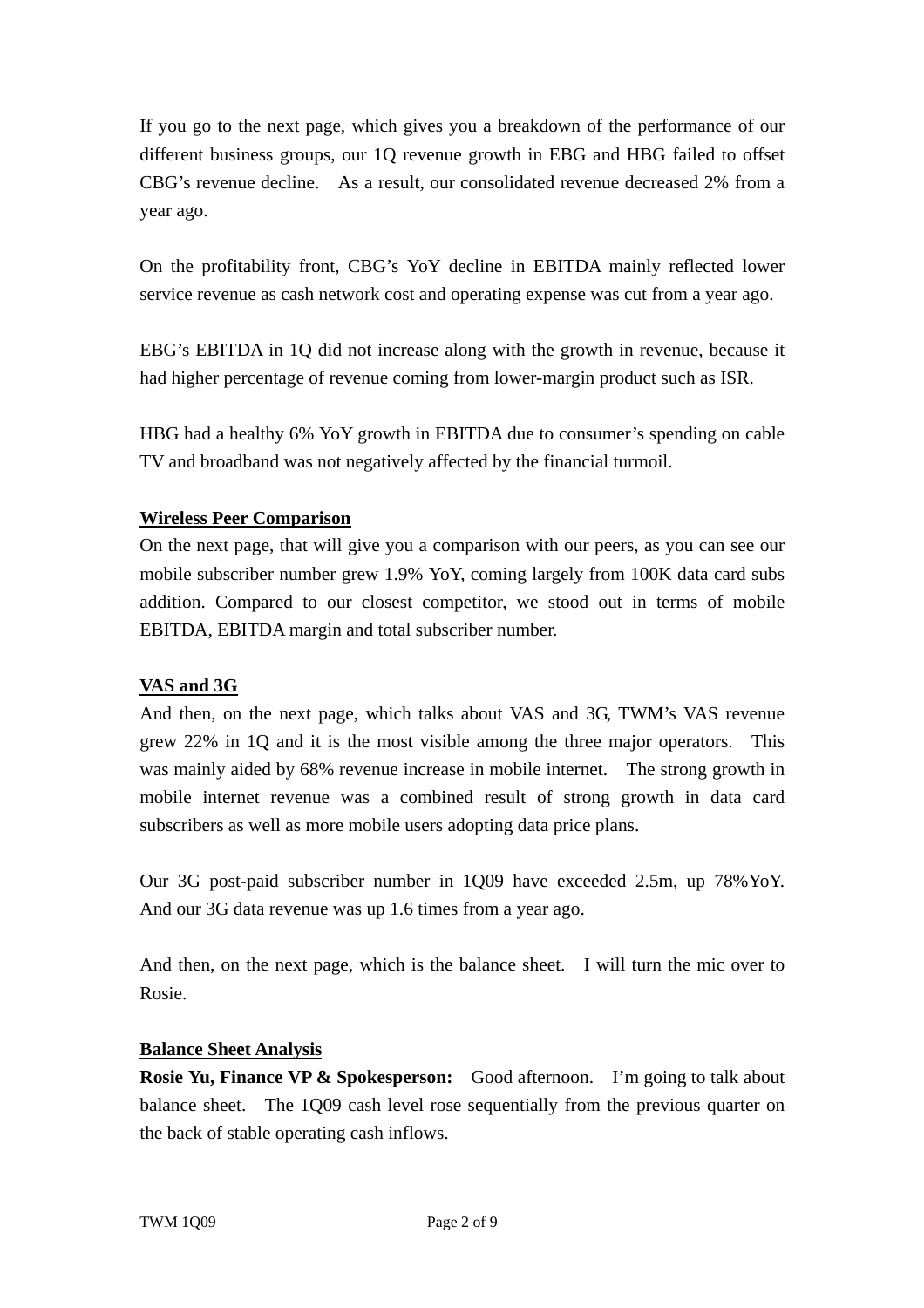If you go to the next page, which gives you a breakdown of the performance of our different business groups, our 1Q revenue growth in EBG and HBG failed to offset CBG's revenue decline. As a result, our consolidated revenue decreased 2% from a year ago.

On the profitability front, CBG's YoY decline in EBITDA mainly reflected lower service revenue as cash network cost and operating expense was cut from a year ago.

EBG's EBITDA in 1Q did not increase along with the growth in revenue, because it had higher percentage of revenue coming from lower-margin product such as ISR.

HBG had a healthy 6% YoY growth in EBITDA due to consumer's spending on cable TV and broadband was not negatively affected by the financial turmoil.

**Wireless Peer Comparison**

On the next page, that will give you a comparison with our peers, as you can see our mobile subscriber number grew 1.9% YoY, coming largely from 100K data card subs addition. Compared to our closest competitor, we stood out in terms of mobile EBITDA, EBITDA margin and total subscriber number.

**VAS and 3G**

And then, on the next page, which talks about VAS and 3G, TWM's VAS revenue grew 22% in 1Q and it is the most visible among the three major operators. This was mainly aided by 68% revenue increase in mobile internet. The strong growth in mobile internet revenue was a combined result of strong growth in data card subscribers as well as more mobile users adopting data price plans.

Our 3G post-paid subscriber number in 1Q09 have exceeded 2.5m, up 78%YoY. And our 3G data revenue was up 1.6 times from a year ago.

And then, on the next page, which is the balance sheet. I will turn the mic over to Rosie.

**Balance Sheet Analysis**

**Rosie Yu, Finance VP & Spokesperson:** Good afternoon. I'm going to talk about balance sheet. The 1Q09 cash level rose sequentially from the previous quarter on the back of stable operating cash inflows.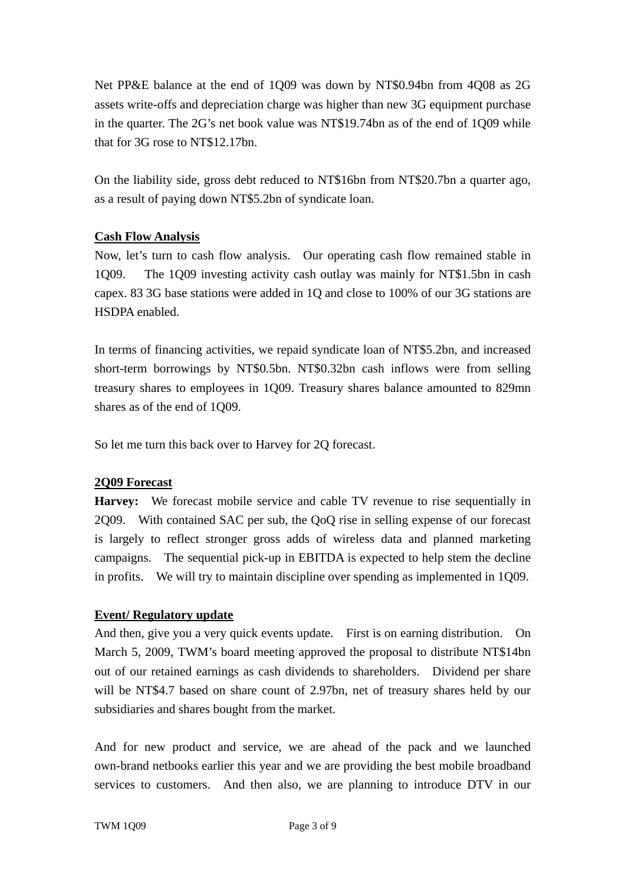Net PP&E balance at the end of 1Q09 was down by NT$0.94bn from 4Q08 as 2G assets write-offs and depreciation charge was higher than new 3G equipment purchase in the quarter. The 2G's net book value was NT$19.74bn as of the end of 1Q09 while that for 3G rose to NT$12.17bn.

On the liability side, gross debt reduced to NT$16bn from NT$20.7bn a quarter ago, as a result of paying down NT$5.2bn of syndicate loan.

**Cash Flow Analysis**

Now, let's turn to cash flow analysis. Our operating cash flow remained stable in 1Q09. The 1Q09 investing activity cash outlay was mainly for NT$1.5bn in cash capex. 83 3G base stations were added in 1Q and close to 100% of our 3G stations are HSDPA enabled.

In terms of financing activities, we repaid syndicate loan of NT$5.2bn, and increased short-term borrowings by NT$0.5bn. NT$0.32bn cash inflows were from selling treasury shares to employees in 1Q09. Treasury shares balance amounted to 829mn shares as of the end of 1Q09.

So let me turn this back over to Harvey for 2Q forecast.

**2Q09 Forecast**

**Harvey:** We forecast mobile service and cable TV revenue to rise sequentially in 2Q09. With contained SAC per sub, the QoQ rise in selling expense of our forecast is largely to reflect stronger gross adds of wireless data and planned marketing campaigns. The sequential pick-up in EBITDA is expected to help stem the decline in profits. We will try to maintain discipline over spending as implemented in 1Q09.

**Event/ Regulatory update**

And then, give you a very quick events update. First is on earning distribution. On March 5, 2009, TWM's board meeting approved the proposal to distribute NT$14bn out of our retained earnings as cash dividends to shareholders. Dividend per share will be NT$4.7 based on share count of 2.97bn, net of treasury shares held by our subsidiaries and shares bought from the market.

And for new product and service, we are ahead of the pack and we launched own-brand netbooks earlier this year and we are providing the best mobile broadband services to customers. And then also, we are planning to introduce DTV in our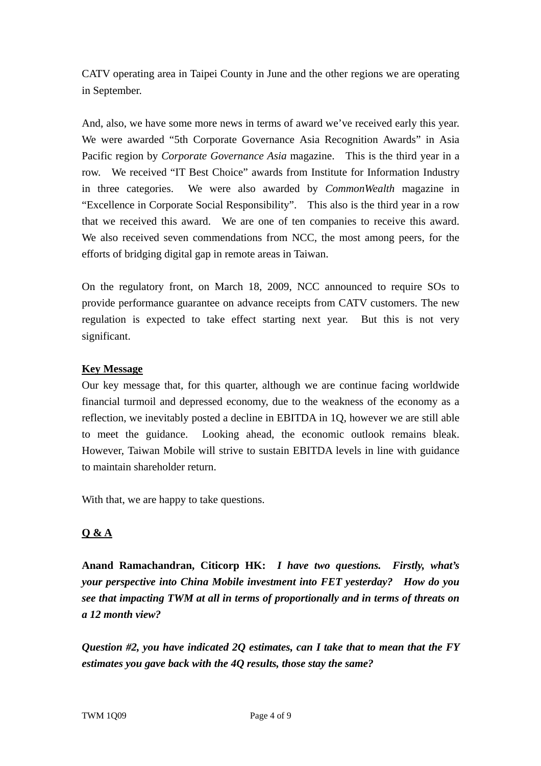CATV operating area in Taipei County in June and the other regions we are operating in September.

And, also, we have some more news in terms of award we've received early this year. We were awarded "5th Corporate Governance Asia Recognition Awards" in Asia Pacific region by *Corporate Governance Asia* magazine. This is the third year in a row. We received "IT Best Choice" awards from Institute for Information Industry in three categories. We were also awarded by *CommonWealth* magazine in "Excellence in Corporate Social Responsibility". This also is the third year in a row that we received this award. We are one of ten companies to receive this award. We also received seven commendations from NCC, the most among peers, for the efforts of bridging digital gap in remote areas in Taiwan.

On the regulatory front, on March 18, 2009, NCC announced to require SOs to provide performance guarantee on advance receipts from CATV customers. The new regulation is expected to take effect starting next year. But this is not very significant.

**Key Message**

Our key message that, for this quarter, although we are continue facing worldwide financial turmoil and depressed economy, due to the weakness of the economy as a reflection, we inevitably posted a decline in EBITDA in 1Q, however we are still able to meet the guidance. Looking ahead, the economic outlook remains bleak. However, Taiwan Mobile will strive to sustain EBITDA levels in line with guidance to maintain shareholder return.

With that, we are happy to take questions.

**Q & A**

**Anand Ramachandran, Citicorp HK:** ***I have two questions. Firstly, what's your perspective into China Mobile investment into FET yesterday? How do you see that impacting TWM at all in terms of proportionally and in terms of threats on a 12 month view?***

***Question #2, you have indicated 2Q estimates, can I take that to mean that the FY estimates you gave back with the 4Q results, those stay the same?***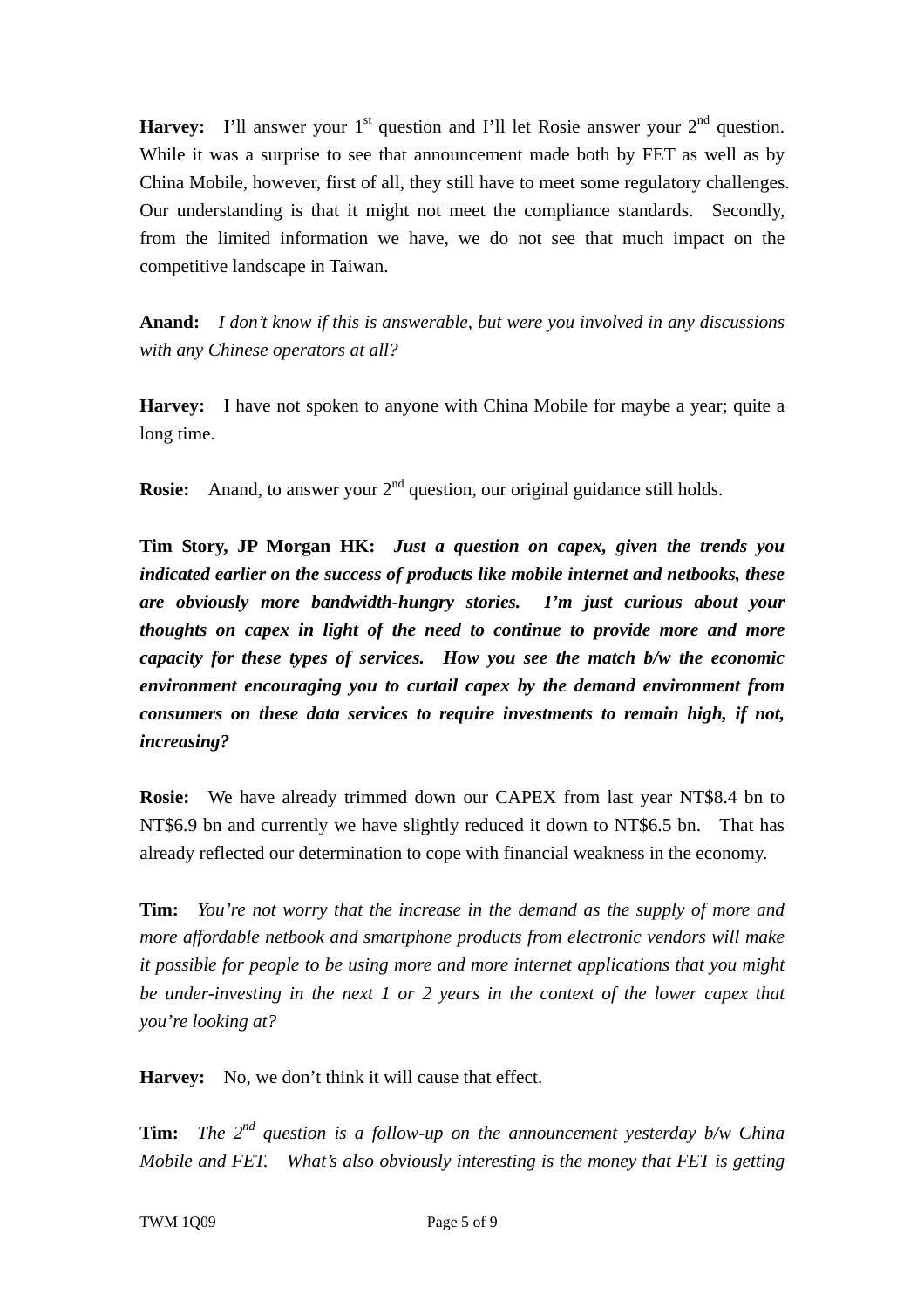**Harvey:** I'll answer your 1st question and I'll let Rosie answer your 2nd question. While it was a surprise to see that announcement made both by FET as well as by China Mobile, however, first of all, they still have to meet some regulatory challenges. Our understanding is that it might not meet the compliance standards. Secondly, from the limited information we have, we do not see that much impact on the competitive landscape in Taiwan.

**Anand:** *I don't know if this is answerable, but were you involved in any discussions with any Chinese operators at all?*

**Harvey:** I have not spoken to anyone with China Mobile for maybe a year; quite a long time.

**Rosie:** Anand, to answer your 2nd question, our original guidance still holds.

**Tim Story, JP Morgan HK:** ***Just a question on capex, given the trends you indicated earlier on the success of products like mobile internet and netbooks, these are obviously more bandwidth-hungry stories. I'm just curious about your thoughts on capex in light of the need to continue to provide more and more capacity for these types of services. How you see the match b/w the economic environment encouraging you to curtail capex by the demand environment from consumers on these data services to require investments to remain high, if not, increasing?***

**Rosie:** We have already trimmed down our CAPEX from last year NT$8.4 bn to NT$6.9 bn and currently we have slightly reduced it down to NT$6.5 bn. That has already reflected our determination to cope with financial weakness in the economy.

**Tim:** *You're not worry that the increase in the demand as the supply of more and more affordable netbook and smartphone products from electronic vendors will make it possible for people to be using more and more internet applications that you might be under-investing in the next 1 or 2 years in the context of the lower capex that you're looking at?*

**Harvey:** No, we don't think it will cause that effect.

**Tim:** *The 2nd question is a follow-up on the announcement yesterday b/w China Mobile and FET. What's also obviously interesting is the money that FET is getting*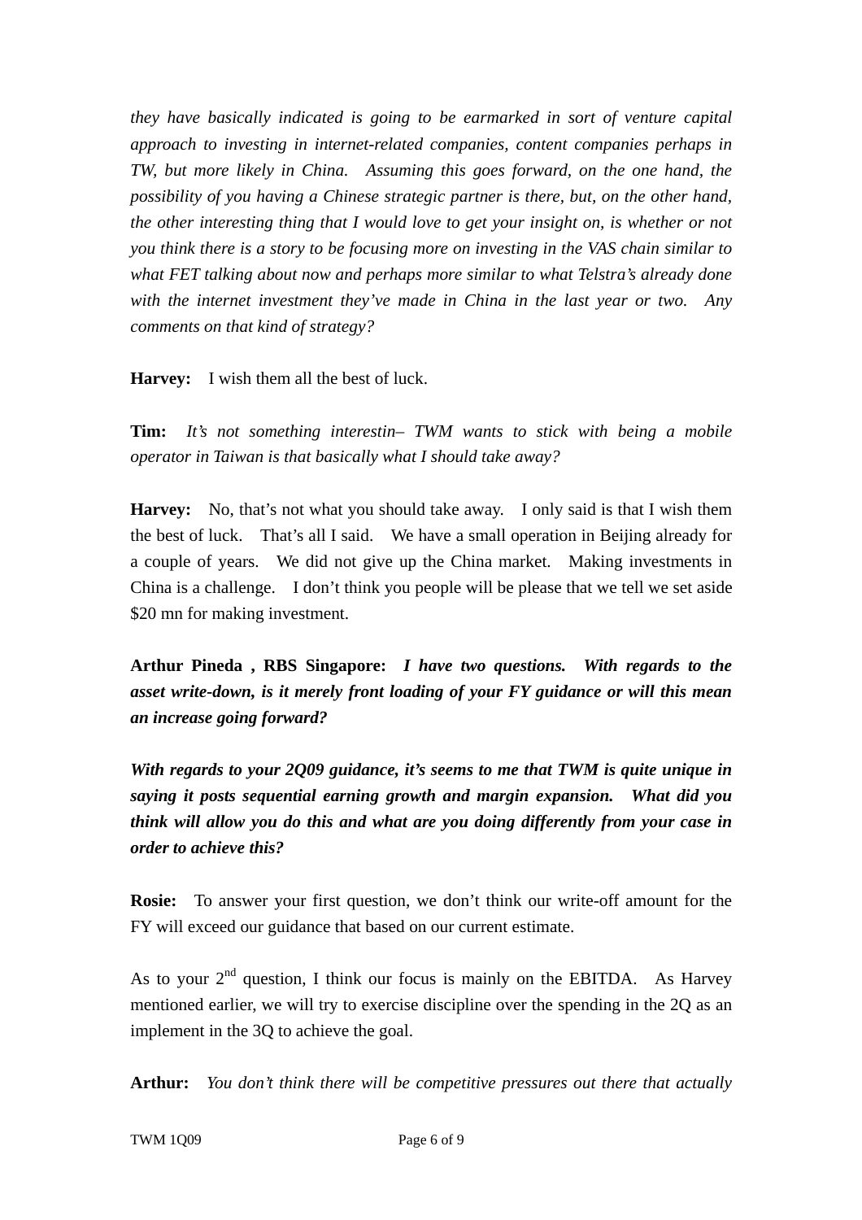*they have basically indicated is going to be earmarked in sort of venture capital approach to investing in internet-related companies, content companies perhaps in TW, but more likely in China. Assuming this goes forward, on the one hand, the possibility of you having a Chinese strategic partner is there, but, on the other hand, the other interesting thing that I would love to get your insight on, is whether or not you think there is a story to be focusing more on investing in the VAS chain similar to what FET talking about now and perhaps more similar to what Telstra's already done with the internet investment they've made in China in the last year or two. Any comments on that kind of strategy?*

**Harvey:** I wish them all the best of luck.

**Tim:** *It's not something interestin– TWM wants to stick with being a mobile operator in Taiwan is that basically what I should take away?*

**Harvey:** No, that's not what you should take away. I only said is that I wish them the best of luck. That's all I said. We have a small operation in Beijing already for a couple of years. We did not give up the China market. Making investments in China is a challenge. I don't think you people will be please that we tell we set aside $20 mn for making investment.

**Arthur Pineda , RBS Singapore:** ***I have two questions. With regards to the asset write-down, is it merely front loading of your FY guidance or will this mean an increase going forward?***

***With regards to your 2Q09 guidance, it's seems to me that TWM is quite unique in saying it posts sequential earning growth and margin expansion. What did you think will allow you do this and what are you doing differently from your case in order to achieve this?***

**Rosie:** To answer your first question, we don't think our write-off amount for the FY will exceed our guidance that based on our current estimate.

As to your 2nd question, I think our focus is mainly on the EBITDA. As Harvey mentioned earlier, we will try to exercise discipline over the spending in the 2Q as an implement in the 3Q to achieve the goal.

**Arthur:** *You don't think there will be competitive pressures out there that actually*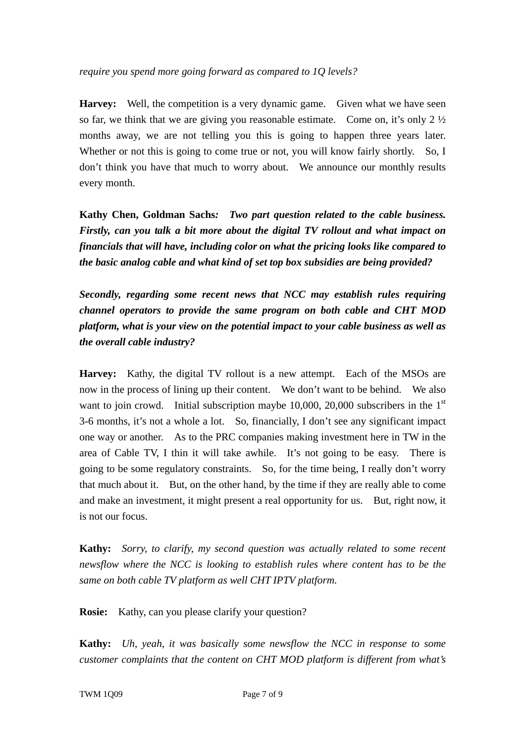*require you spend more going forward as compared to 1Q levels?*

**Harvey:** Well, the competition is a very dynamic game. Given what we have seen so far, we think that we are giving you reasonable estimate. Come on, it's only 2 ½ months away, we are not telling you this is going to happen three years later. Whether or not this is going to come true or not, you will know fairly shortly. So, I don't think you have that much to worry about. We announce our monthly results every month.

**Kathy Chen, Goldman Sachs***: Two part question related to the cable business. Firstly, can you talk a bit more about the digital TV rollout and what impact on financials that will have, including color on what the pricing looks like compared to the basic analog cable and what kind of set top box subsidies are being provided?*

***Secondly, regarding some recent news that NCC may establish rules requiring channel operators to provide the same program on both cable and CHT MOD platform, what is your view on the potential impact to your cable business as well as the overall cable industry?***

**Harvey:** Kathy, the digital TV rollout is a new attempt. Each of the MSOs are now in the process of lining up their content. We don't want to be behind. We also want to join crowd. Initial subscription maybe 10,000, 20,000 subscribers in the 1st 3-6 months, it's not a whole a lot. So, financially, I don't see any significant impact one way or another. As to the PRC companies making investment here in TW in the area of Cable TV, I thin it will take awhile. It's not going to be easy. There is going to be some regulatory constraints. So, for the time being, I really don't worry that much about it. But, on the other hand, by the time if they are really able to come and make an investment, it might present a real opportunity for us. But, right now, it is not our focus.

**Kathy:** *Sorry, to clarify, my second question was actually related to some recent newsflow where the NCC is looking to establish rules where content has to be the same on both cable TV platform as well CHT IPTV platform.*

**Rosie:** Kathy, can you please clarify your question?

**Kathy:** *Uh, yeah, it was basically some newsflow the NCC in response to some customer complaints that the content on CHT MOD platform is different from what's*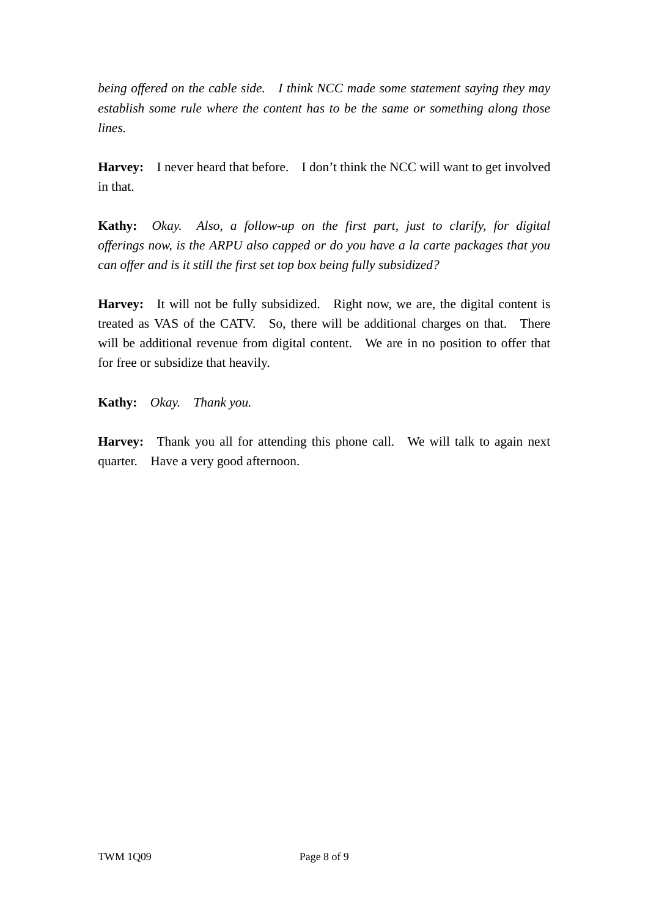*being offered on the cable side. I think NCC made some statement saying they may establish some rule where the content has to be the same or something along those lines.*

**Harvey:** I never heard that before. I don't think the NCC will want to get involved in that.

**Kathy:** *Okay. Also, a follow-up on the first part, just to clarify, for digital offerings now, is the ARPU also capped or do you have a la carte packages that you can offer and is it still the first set top box being fully subsidized?*

**Harvey:** It will not be fully subsidized. Right now, we are, the digital content is treated as VAS of the CATV. So, there will be additional charges on that. There will be additional revenue from digital content. We are in no position to offer that for free or subsidize that heavily.

**Kathy:** *Okay. Thank you.*

**Harvey:** Thank you all for attending this phone call. We will talk to again next quarter. Have a very good afternoon.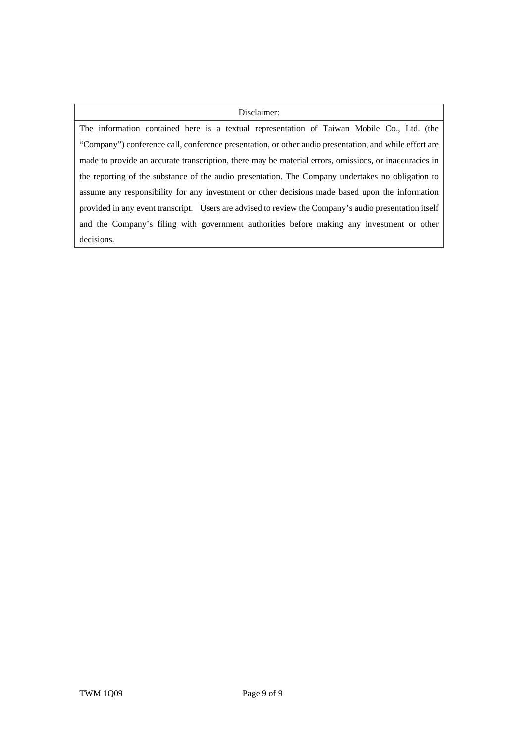| Disclaimer: |
| --- |
| The information contained here is a textual representation of Taiwan Mobile Co., Ltd. (the "Company") conference call, conference presentation, or other audio presentation, and while effort are made to provide an accurate transcription, there may be material errors, omissions, or inaccuracies in the reporting of the substance of the audio presentation. The Company undertakes no obligation to assume any responsibility for any investment or other decisions made based upon the information provided in any event transcript. Users are advised to review the Company's audio presentation itself and the Company's filing with government authorities before making any investment or other decisions. |